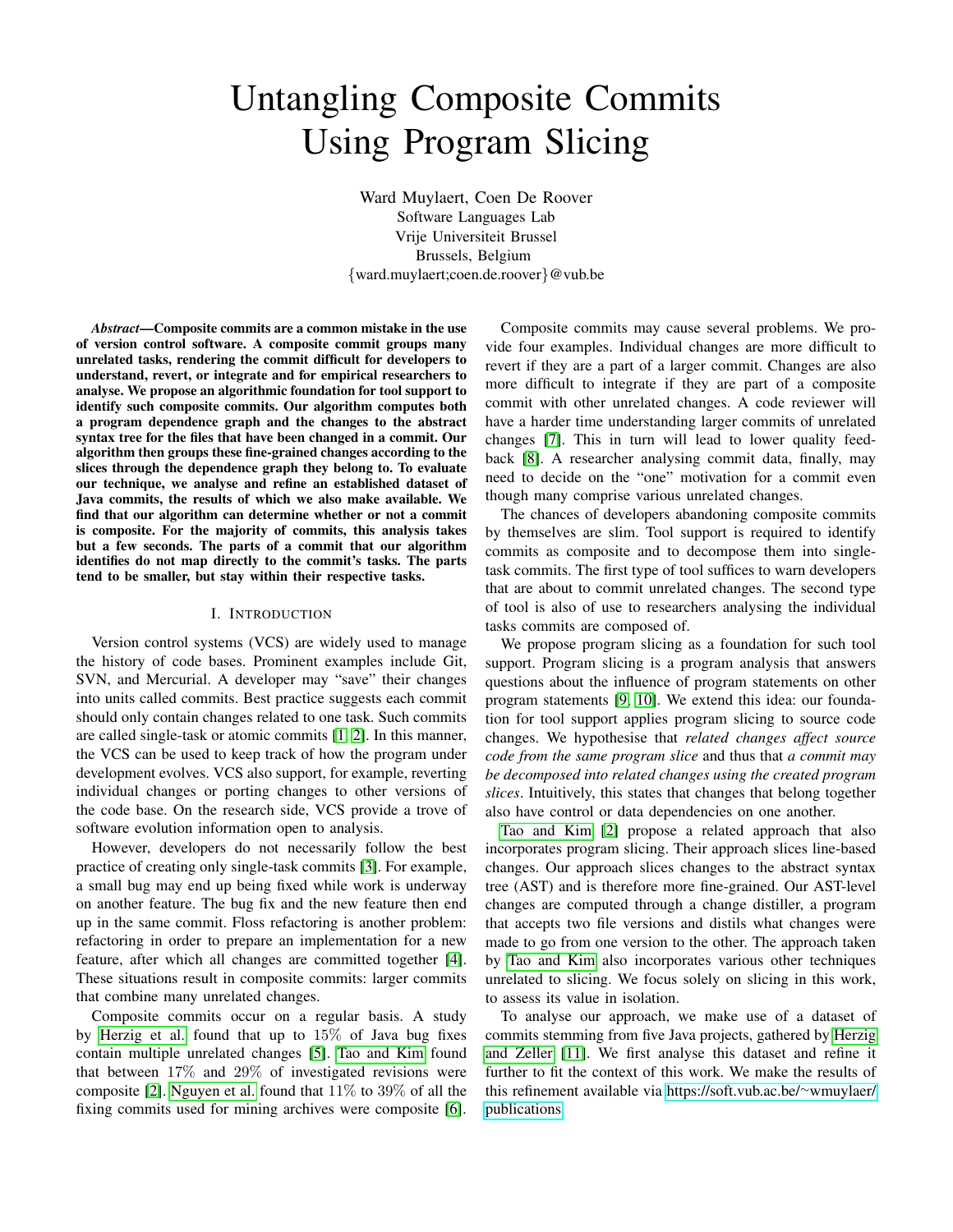# Untangling Composite Commits Using Program Slicing

Ward Muylaert, Coen De Roover
Software Languages Lab
Vrije Universiteit Brussel
Brussels, Belgium
{ward.muylaert;coen.de.roover}@vub.be

***Abstract*—Composite commits are a common mistake in the use of version control software. A composite commit groups many unrelated tasks, rendering the commit difficult for developers to understand, revert, or integrate and for empirical researchers to analyse. We propose an algorithmic foundation for tool support to identify such composite commits. Our algorithm computes both a program dependence graph and the changes to the abstract syntax tree for the files that have been changed in a commit. Our algorithm then groups these fine-grained changes according to the slices through the dependence graph they belong to. To evaluate our technique, we analyse and refine an established dataset of Java commits, the results of which we also make available. We find that our algorithm can determine whether or not a commit is composite. For the majority of commits, this analysis takes but a few seconds. The parts of a commit that our algorithm identifies do not map directly to the commit's tasks. The parts tend to be smaller, but stay within their respective tasks.**

## I. Introduction

Version control systems (VCS) are widely used to manage the history of code bases. Prominent examples include Git, SVN, and Mercurial. A developer may "save" their changes into units called commits. Best practice suggests each commit should only contain changes related to one task. Such commits are called single-task or atomic commits [1, 2]. In this manner, the VCS can be used to keep track of how the program under development evolves. VCS also support, for example, reverting individual changes or porting changes to other versions of the code base. On the research side, VCS provide a trove of software evolution information open to analysis.

However, developers do not necessarily follow the best practice of creating only single-task commits [3]. For example, a small bug may end up being fixed while work is underway on another feature. The bug fix and the new feature then end up in the same commit. Floss refactoring is another problem: refactoring in order to prepare an implementation for a new feature, after which all changes are committed together [4]. These situations result in composite commits: larger commits that combine many unrelated changes.

Composite commits occur on a regular basis. A study by Herzig et al. found that up to 15% of Java bug fixes contain multiple unrelated changes [5]. Tao and Kim found that between 17% and 29% of investigated revisions were composite [2]. Nguyen et al. found that 11% to 39% of all the fixing commits used for mining archives were composite [6].

Composite commits may cause several problems. We provide four examples. Individual changes are more difficult to revert if they are a part of a larger commit. Changes are also more difficult to integrate if they are part of a composite commit with other unrelated changes. A code reviewer will have a harder time understanding larger commits of unrelated changes [7]. This in turn will lead to lower quality feedback [8]. A researcher analysing commit data, finally, may need to decide on the "one" motivation for a commit even though many comprise various unrelated changes.

The chances of developers abandoning composite commits by themselves are slim. Tool support is required to identify commits as composite and to decompose them into single-task commits. The first type of tool suffices to warn developers that are about to commit unrelated changes. The second type of tool is also of use to researchers analysing the individual tasks commits are composed of.

We propose program slicing as a foundation for such tool support. Program slicing is a program analysis that answers questions about the influence of program statements on other program statements [9, 10]. We extend this idea: our foundation for tool support applies program slicing to source code changes. We hypothesise that *related changes affect source code from the same program slice* and thus that *a commit may be decomposed into related changes using the created program slices*. Intuitively, this states that changes that belong together also have control or data dependencies on one another.

Tao and Kim [2] propose a related approach that also incorporates program slicing. Their approach slices line-based changes. Our approach slices changes to the abstract syntax tree (AST) and is therefore more fine-grained. Our AST-level changes are computed through a change distiller, a program that accepts two file versions and distils what changes were made to go from one version to the other. The approach taken by Tao and Kim also incorporates various other techniques unrelated to slicing. We focus solely on slicing in this work, to assess its value in isolation.

To analyse our approach, we make use of a dataset of commits stemming from five Java projects, gathered by Herzig and Zeller [11]. We first analyse this dataset and refine it further to fit the context of this work. We make the results of this refinement available via https://soft.vub.ac.be/~wmuylaer/publications.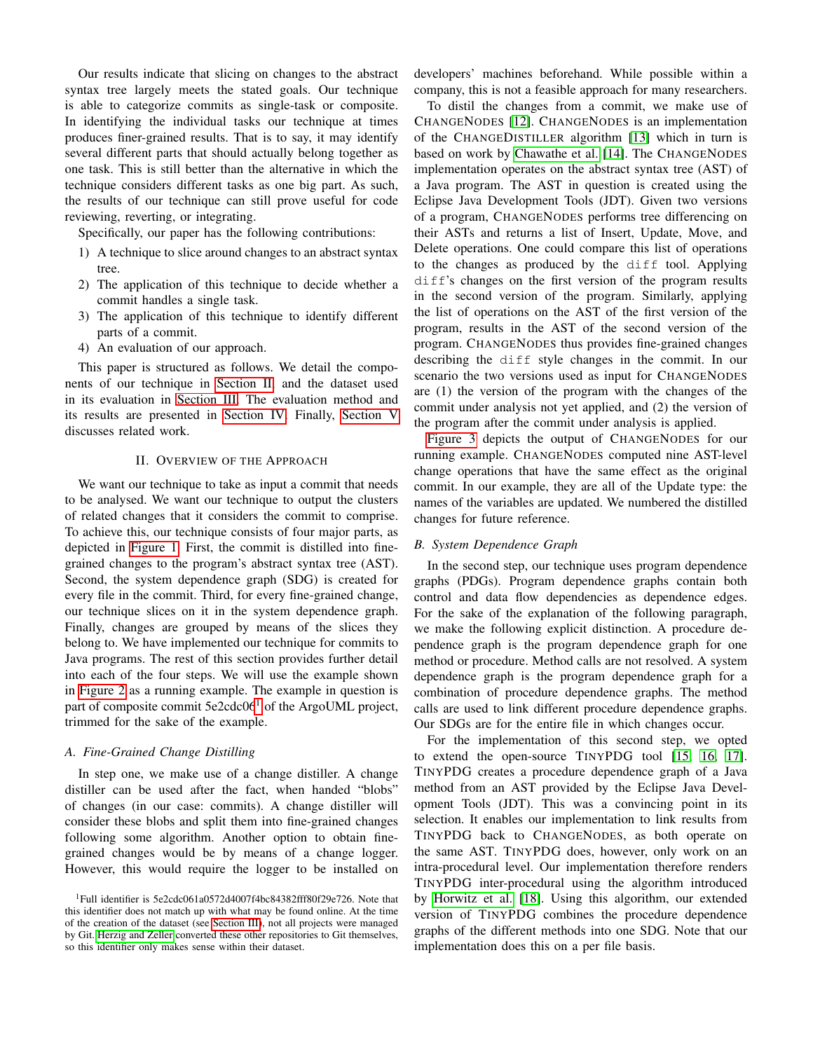Our results indicate that slicing on changes to the abstract syntax tree largely meets the stated goals. Our technique is able to categorize commits as single-task or composite. In identifying the individual tasks our technique at times produces finer-grained results. That is to say, it may identify several different parts that should actually belong together as one task. This is still better than the alternative in which the technique considers different tasks as one big part. As such, the results of our technique can still prove useful for code reviewing, reverting, or integrating.

Specifically, our paper has the following contributions:

1) A technique to slice around changes to an abstract syntax tree.
2) The application of this technique to decide whether a commit handles a single task.
3) The application of this technique to identify different parts of a commit.
4) An evaluation of our approach.

This paper is structured as follows. We detail the components of our technique in Section II and the dataset used in its evaluation in Section III. The evaluation method and its results are presented in Section IV. Finally, Section V discusses related work.

## II. Overview of the Approach

We want our technique to take as input a commit that needs to be analysed. We want our technique to output the clusters of related changes that it considers the commit to comprise. To achieve this, our technique consists of four major parts, as depicted in Figure 1. First, the commit is distilled into fine-grained changes to the program's abstract syntax tree (AST). Second, the system dependence graph (SDG) is created for every file in the commit. Third, for every fine-grained change, our technique slices on it in the system dependence graph. Finally, changes are grouped by means of the slices they belong to. We have implemented our technique for commits to Java programs. The rest of this section provides further detail into each of the four steps. We will use the example shown in Figure 2 as a running example. The example in question is part of composite commit 5e2cdc06[1] of the ArgoUML project, trimmed for the sake of the example.

### A. Fine-Grained Change Distilling

In step one, we make use of a change distiller. A change distiller can be used after the fact, when handed "blobs" of changes (in our case: commits). A change distiller will consider these blobs and split them into fine-grained changes following some algorithm. Another option to obtain fine-grained changes would be by means of a change logger. However, this would require the logger to be installed on developers' machines beforehand. While possible within a company, this is not a feasible approach for many researchers.

To distil the changes from a commit, we make use of ChangeNodes [12]. ChangeNodes is an implementation of the ChangeDistiller algorithm [13] which in turn is based on work by Chawathe et al. [14]. The ChangeNodes implementation operates on the abstract syntax tree (AST) of a Java program. The AST in question is created using the Eclipse Java Development Tools (JDT). Given two versions of a program, ChangeNodes performs tree differencing on their ASTs and returns a list of Insert, Update, Move, and Delete operations. One could compare this list of operations to the changes as produced by the `diff` tool. Applying `diff`'s changes on the first version of the program results in the second version of the program. Similarly, applying the list of operations on the AST of the first version of the program, results in the AST of the second version of the program. ChangeNodes thus provides fine-grained changes describing the `diff` style changes in the commit. In our scenario the two versions used as input for ChangeNodes are (1) the version of the program with the changes of the commit under analysis not yet applied, and (2) the version of the program after the commit under analysis is applied.

Figure 3 depicts the output of ChangeNodes for our running example. ChangeNodes computed nine AST-level change operations that have the same effect as the original commit. In our example, they are all of the Update type: the names of the variables are updated. We numbered the distilled changes for future reference.

### B. System Dependence Graph

In the second step, our technique uses program dependence graphs (PDGs). Program dependence graphs contain both control and data flow dependencies as dependence edges. For the sake of the explanation of the following paragraph, we make the following explicit distinction. A procedure dependence graph is the program dependence graph for one method or procedure. Method calls are not resolved. A system dependence graph is the program dependence graph for a combination of procedure dependence graphs. The method calls are used to link different procedure dependence graphs. Our SDGs are for the entire file in which changes occur.

For the implementation of this second step, we opted to extend the open-source TinyPDG tool [15, 16, 17]. TinyPDG creates a procedure dependence graph of a Java method from an AST provided by the Eclipse Java Development Tools (JDT). This was a convincing point in its selection. It enables our implementation to link results from TinyPDG back to ChangeNodes, as both operate on the same AST. TinyPDG does, however, only work on an intra-procedural level. Our implementation therefore renders TinyPDG inter-procedural using the algorithm introduced by Horwitz et al. [18]. Using this algorithm, our extended version of TinyPDG combines the procedure dependence graphs of the different methods into one SDG. Note that our implementation does this on a per file basis.

[1]Full identifier is 5e2cdc061a0572d4007f4bc84382fff80f29e726. Note that this identifier does not match up with what may be found online. At the time of the creation of the dataset (see Section III), not all projects were managed by Git. Herzig and Zeller converted these other repositories to Git themselves, so this identifier only makes sense within their dataset.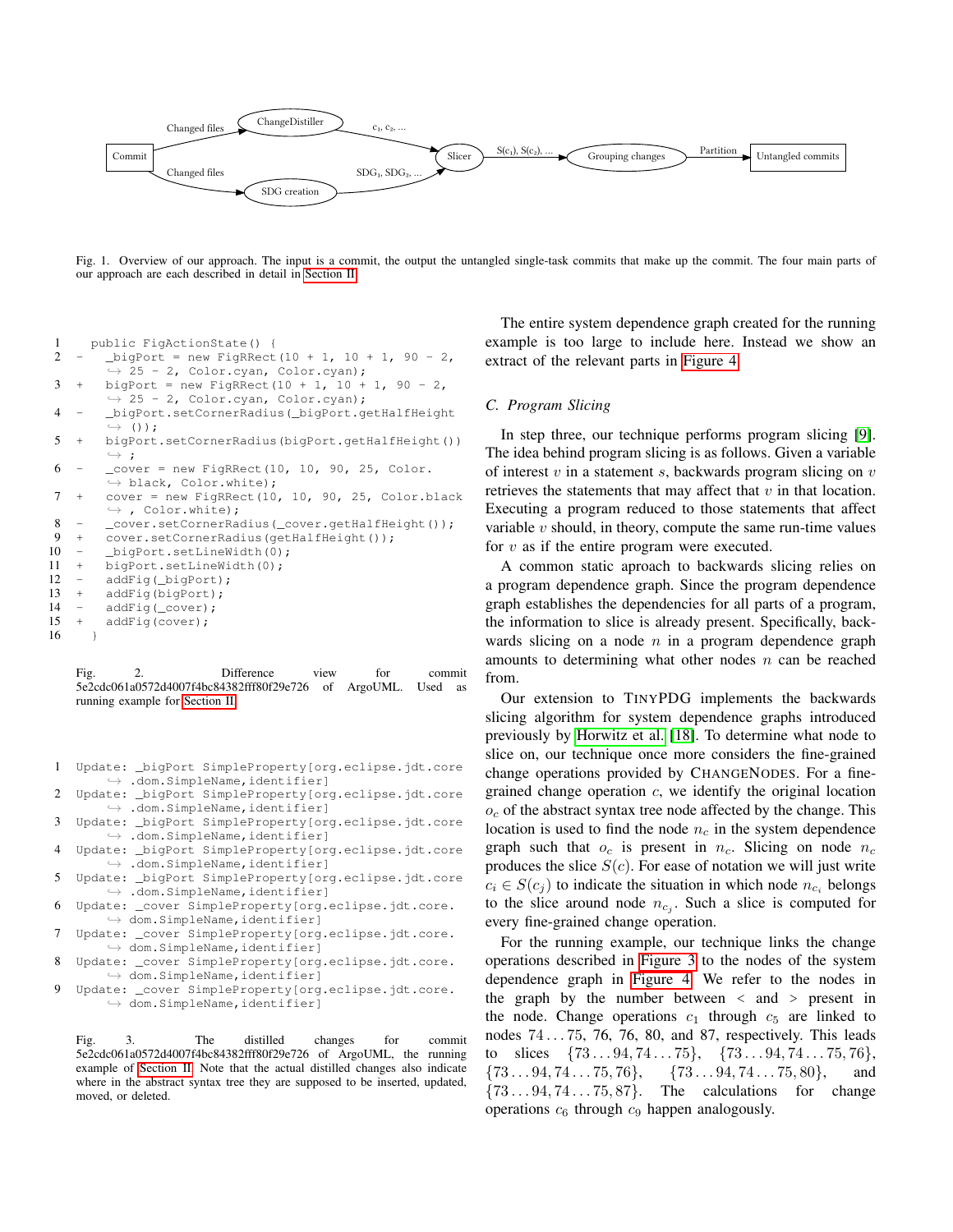Commit → (Changed files) → ChangeDistiller → ($c_1$, $c_2$, ...) → Slicer
Commit → (Changed files) → SDG creation → ($SDG_1$, $SDG_2$, ...) → Slicer
Slicer → ($S(c_1)$, $S(c_2)$, ...) → Grouping changes → (Partition) → Untangled commits

Fig. 1. Overview of our approach. The input is a commit, the output the untangled single-task commits that make up the commit. The four main parts of our approach are each described in detail in Section II.

```
1    public FigActionState() {
2  -   _bigPort = new FigRRect(10 + 1, 10 + 1, 90 - 2,
        25 - 2, Color.cyan, Color.cyan);
3  +   bigPort = new FigRRect(10 + 1, 10 + 1, 90 - 2,
        25 - 2, Color.cyan, Color.cyan);
4  -   _bigPort.setCornerRadius(_bigPort.getHalfHeight
        ());
5  +   bigPort.setCornerRadius(bigPort.getHalfHeight()
        );
6  -   _cover = new FigRRect(10, 10, 90, 25, Color.
        black, Color.white);
7  +   cover = new FigRRect(10, 10, 90, 25, Color.black
        , Color.white);
8  -   _cover.setCornerRadius(_cover.getHalfHeight());
9  +   cover.setCornerRadius(getHalfHeight());
10 -   _bigPort.setLineWidth(0);
11 +   bigPort.setLineWidth(0);
12 -   addFig(_bigPort);
13 +   addFig(bigPort);
14 -   addFig(_cover);
15 +   addFig(cover);
16   }
```

Fig. 2. Difference view for commit 5e2cdc061a0572d4007f4bc84382fff80f29e726 of ArgoUML. Used as running example for Section II.

```
1  Update: _bigPort SimpleProperty[org.eclipse.jdt.core
       .dom.SimpleName,identifier]
2  Update: _bigPort SimpleProperty[org.eclipse.jdt.core
       .dom.SimpleName,identifier]
3  Update: _bigPort SimpleProperty[org.eclipse.jdt.core
       .dom.SimpleName,identifier]
4  Update: _bigPort SimpleProperty[org.eclipse.jdt.core
       .dom.SimpleName,identifier]
5  Update: _bigPort SimpleProperty[org.eclipse.jdt.core
       .dom.SimpleName,identifier]
6  Update: _cover SimpleProperty[org.eclipse.jdt.core.
       dom.SimpleName,identifier]
7  Update: _cover SimpleProperty[org.eclipse.jdt.core.
       dom.SimpleName,identifier]
8  Update: _cover SimpleProperty[org.eclipse.jdt.core.
       dom.SimpleName,identifier]
9  Update: _cover SimpleProperty[org.eclipse.jdt.core.
       dom.SimpleName,identifier]
```

Fig. 3. The distilled changes for commit 5e2cdc061a0572d4007f4bc84382fff80f29e726 of ArgoUML, the running example of Section II. Note that the actual distilled changes also indicate where in the abstract syntax tree they are supposed to be inserted, updated, moved, or deleted.

The entire system dependence graph created for the running example is too large to include here. Instead we show an extract of the relevant parts in Figure 4.

### C. Program Slicing

In step three, our technique performs program slicing [9]. The idea behind program slicing is as follows. Given a variable of interest $v$ in a statement $s$, backwards program slicing on $v$ retrieves the statements that may affect that $v$ in that location. Executing a program reduced to those statements that affect variable $v$ should, in theory, compute the same run-time values for $v$ as if the entire program were executed.

A common static aproach to backwards slicing relies on a program dependence graph. Since the program dependence graph establishes the dependencies for all parts of a program, the information to slice is already present. Specifically, backwards slicing on a node $n$ in a program dependence graph amounts to determining what other nodes $n$ can be reached from.

Our extension to TINYPDG implements the backwards slicing algorithm for system dependence graphs introduced previously by Horwitz et al. [18]. To determine what node to slice on, our technique once more considers the fine-grained change operations provided by CHANGENODES. For a fine-grained change operation $c$, we identify the original location $o_c$ of the abstract syntax tree node affected by the change. This location is used to find the node $n_c$ in the system dependence graph such that $o_c$ is present in $n_c$. Slicing on node $n_c$ produces the slice $S(c)$. For ease of notation we will just write $c_i \in S(c_j)$ to indicate the situation in which node $n_{c_i}$ belongs to the slice around node $n_{c_j}$. Such a slice is computed for every fine-grained change operation.

For the running example, our technique links the change operations described in Figure 3 to the nodes of the system dependence graph in Figure 4. We refer to the nodes in the graph by the number between < and > present in the node. Change operations $c_1$ through $c_5$ are linked to nodes $74 \ldots 75$, 76, 76, 80, and 87, respectively. This leads to slices $\{73 \ldots 94, 74 \ldots 75\}$, $\{73 \ldots 94, 74 \ldots 75, 76\}$, $\{73 \ldots 94, 74 \ldots 75, 76\}$, $\{73 \ldots 94, 74 \ldots 75, 80\}$, and $\{73 \ldots 94, 74 \ldots 75, 87\}$. The calculations for change operations $c_6$ through $c_9$ happen analogously.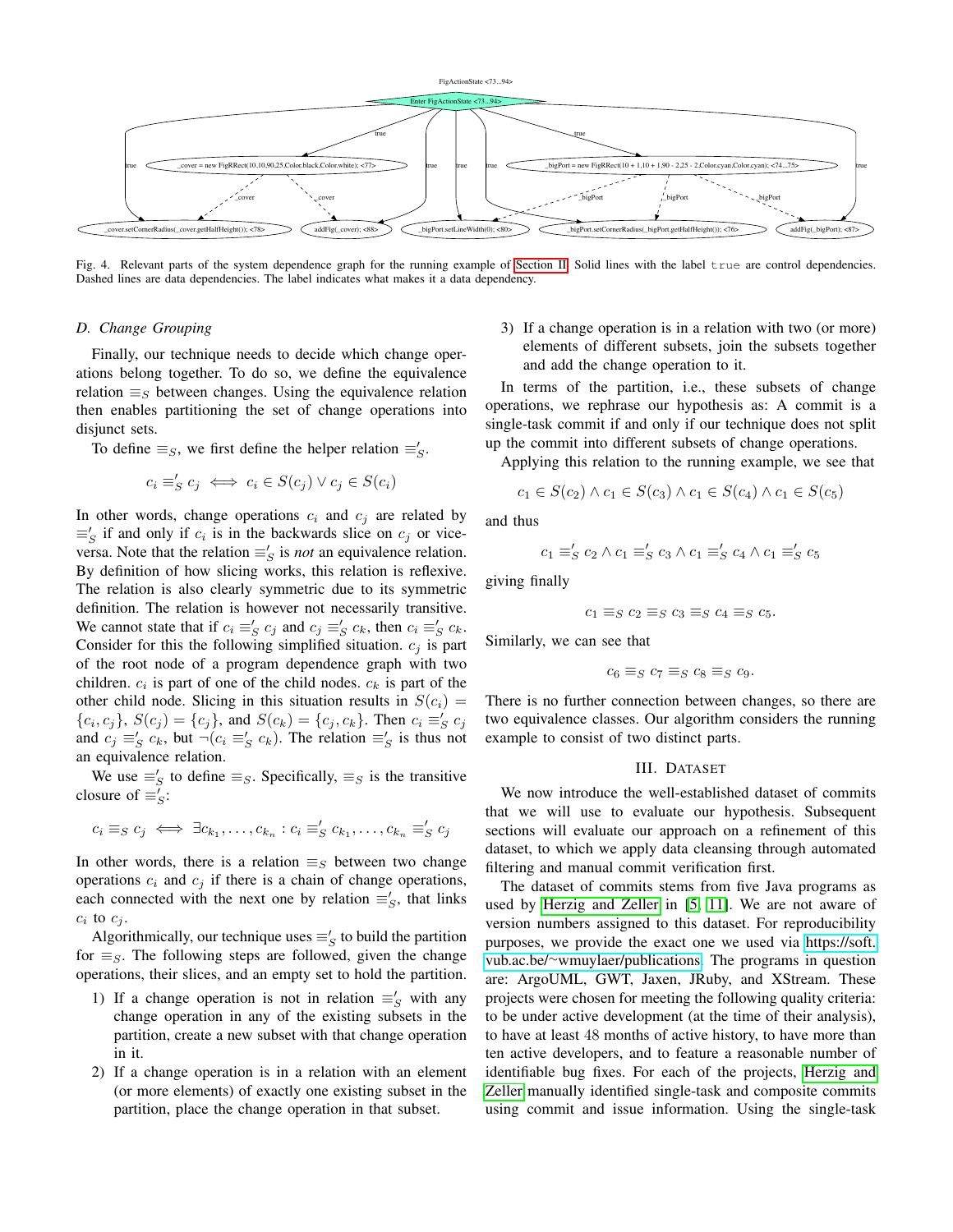Fig. 4. Relevant parts of the system dependence graph for the running example of Section II. Solid lines with the label `true` are control dependencies. Dashed lines are data dependencies. The label indicates what makes it a data dependency.

### D. Change Grouping

Finally, our technique needs to decide which change operations belong together. To do so, we define the equivalence relation $\equiv_S$ between changes. Using the equivalence relation then enables partitioning the set of change operations into disjunct sets.

To define $\equiv_S$, we first define the helper relation $\equiv'_S$.

$$c_i \equiv'_S c_j \iff c_i \in S(c_j) \lor c_j \in S(c_i)$$

In other words, change operations $c_i$ and $c_j$ are related by $\equiv'_S$ if and only if $c_i$ is in the backwards slice on $c_j$ or vice-versa. Note that the relation $\equiv'_S$ is *not* an equivalence relation. By definition of how slicing works, this relation is reflexive. The relation is also clearly symmetric due to its symmetric definition. The relation is however not necessarily transitive. We cannot state that if $c_i \equiv'_S c_j$ and $c_j \equiv'_S c_k$, then $c_i \equiv'_S c_k$. Consider for this the following simplified situation. $c_j$ is part of the root node of a program dependence graph with two children. $c_i$ is part of one of the child nodes. $c_k$ is part of the other child node. Slicing in this situation results in $S(c_i) = \{c_i, c_j\}$, $S(c_j) = \{c_j\}$, and $S(c_k) = \{c_j, c_k\}$. Then $c_i \equiv'_S c_j$ and $c_j \equiv'_S c_k$, but $\neg(c_i \equiv'_S c_k)$. The relation $\equiv'_S$ is thus not an equivalence relation.

We use $\equiv'_S$ to define $\equiv_S$. Specifically, $\equiv_S$ is the transitive closure of $\equiv'_S$:

$$c_i \equiv_S c_j \iff \exists c_{k_1}, \ldots, c_{k_n} : c_i \equiv'_S c_{k_1}, \ldots, c_{k_n} \equiv'_S c_j$$

In other words, there is a relation $\equiv_S$ between two change operations $c_i$ and $c_j$ if there is a chain of change operations, each connected with the next one by relation $\equiv'_S$, that links $c_i$ to $c_j$.

Algorithmically, our technique uses $\equiv'_S$ to build the partition for $\equiv_S$. The following steps are followed, given the change operations, their slices, and an empty set to hold the partition.

1) If a change operation is not in relation $\equiv'_S$ with any change operation in any of the existing subsets in the partition, create a new subset with that change operation in it.
2) If a change operation is in a relation with an element (or more elements) of exactly one existing subset in the partition, place the change operation in that subset.
3) If a change operation is in a relation with two (or more) elements of different subsets, join the subsets together and add the change operation to it.

In terms of the partition, i.e., these subsets of change operations, we rephrase our hypothesis as: A commit is a single-task commit if and only if our technique does not split up the commit into different subsets of change operations.

Applying this relation to the running example, we see that

$$c_1 \in S(c_2) \land c_1 \in S(c_3) \land c_1 \in S(c_4) \land c_1 \in S(c_5)$$

and thus

$$c_1 \equiv'_S c_2 \land c_1 \equiv'_S c_3 \land c_1 \equiv'_S c_4 \land c_1 \equiv'_S c_5$$

giving finally

$$c_1 \equiv_S c_2 \equiv_S c_3 \equiv_S c_4 \equiv_S c_5.$$

Similarly, we can see that

$$c_6 \equiv_S c_7 \equiv_S c_8 \equiv_S c_9.$$

There is no further connection between changes, so there are two equivalence classes. Our algorithm considers the running example to consist of two distinct parts.

## III. Dataset

We now introduce the well-established dataset of commits that we will use to evaluate our hypothesis. Subsequent sections will evaluate our approach on a refinement of this dataset, to which we apply data cleansing through automated filtering and manual commit verification first.

The dataset of commits stems from five Java programs as used by Herzig and Zeller in [5, 11]. We are not aware of version numbers assigned to this dataset. For reproducibility purposes, we provide the exact one we used via https://soft.vub.ac.be/~wmuylaer/publications. The programs in question are: ArgoUML, GWT, Jaxen, JRuby, and XStream. These projects were chosen for meeting the following quality criteria: to be under active development (at the time of their analysis), to have at least 48 months of active history, to have more than ten active developers, and to feature a reasonable number of identifiable bug fixes. For each of the projects, Herzig and Zeller manually identified single-task and composite commits using commit and issue information. Using the single-task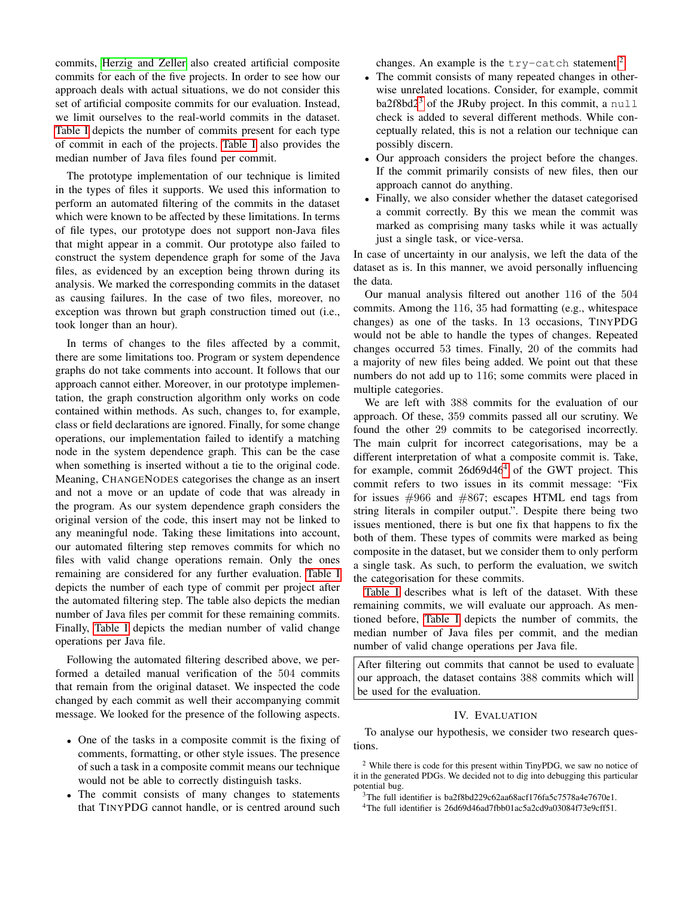commits, Herzig and Zeller also created artificial composite commits for each of the five projects. In order to see how our approach deals with actual situations, we do not consider this set of artificial composite commits for our evaluation. Instead, we limit ourselves to the real-world commits in the dataset. Table I depicts the number of commits present for each type of commit in each of the projects. Table I also provides the median number of Java files found per commit.

The prototype implementation of our technique is limited in the types of files it supports. We used this information to perform an automated filtering of the commits in the dataset which were known to be affected by these limitations. In terms of file types, our prototype does not support non-Java files that might appear in a commit. Our prototype also failed to construct the system dependence graph for some of the Java files, as evidenced by an exception being thrown during its analysis. We marked the corresponding commits in the dataset as causing failures. In the case of two files, moreover, no exception was thrown but graph construction timed out (i.e., took longer than an hour).

In terms of changes to the files affected by a commit, there are some limitations too. Program or system dependence graphs do not take comments into account. It follows that our approach cannot either. Moreover, in our prototype implementation, the graph construction algorithm only works on code contained within methods. As such, changes to, for example, class or field declarations are ignored. Finally, for some change operations, our implementation failed to identify a matching node in the system dependence graph. This can be the case when something is inserted without a tie to the original code. Meaning, ChangeNodes categorises the change as an insert and not a move or an update of code that was already in the program. As our system dependence graph considers the original version of the code, this insert may not be linked to any meaningful node. Taking these limitations into account, our automated filtering step removes commits for which no files with valid change operations remain. Only the ones remaining are considered for any further evaluation. Table I depicts the number of each type of commit per project after the automated filtering step. The table also depicts the median number of Java files per commit for these remaining commits. Finally, Table I depicts the median number of valid change operations per Java file.

Following the automated filtering described above, we performed a detailed manual verification of the 504 commits that remain from the original dataset. We inspected the code changed by each commit as well their accompanying commit message. We looked for the presence of the following aspects.

- One of the tasks in a composite commit is the fixing of comments, formatting, or other style issues. The presence of such a task in a composite commit means our technique would not be able to correctly distinguish tasks.
- The commit consists of many changes to statements that TinyPDG cannot handle, or is centred around such changes. An example is the `try-catch` statement.[2]
- The commit consists of many repeated changes in otherwise unrelated locations. Consider, for example, commit ba2f8bd2[3] of the JRuby project. In this commit, a `null` check is added to several different methods. While conceptually related, this is not a relation our technique can possibly discern.
- Our approach considers the project before the changes. If the commit primarily consists of new files, then our approach cannot do anything.
- Finally, we also consider whether the dataset categorised a commit correctly. By this we mean the commit was marked as comprising many tasks while it was actually just a single task, or vice-versa.

In case of uncertainty in our analysis, we left the data of the dataset as is. In this manner, we avoid personally influencing the data.

Our manual analysis filtered out another 116 of the 504 commits. Among the 116, 35 had formatting (e.g., whitespace changes) as one of the tasks. In 13 occasions, TinyPDG would not be able to handle the types of changes. Repeated changes occurred 53 times. Finally, 20 of the commits had a majority of new files being added. We point out that these numbers do not add up to 116; some commits were placed in multiple categories.

We are left with 388 commits for the evaluation of our approach. Of these, 359 commits passed all our scrutiny. We found the other 29 commits to be categorised incorrectly. The main culprit for incorrect categorisations, may be a different interpretation of what a composite commit is. Take, for example, commit 26d69d46[4] of the GWT project. This commit refers to two issues in its commit message: "Fix for issues #966 and #867; escapes HTML end tags from string literals in compiler output.". Despite there being two issues mentioned, there is but one fix that happens to fix the both of them. These types of commits were marked as being composite in the dataset, but we consider them to only perform a single task. As such, to perform the evaluation, we switch the categorisation for these commits.

Table I describes what is left of the dataset. With these remaining commits, we will evaluate our approach. As mentioned before, Table I depicts the number of commits, the median number of Java files per commit, and the median number of valid change operations per Java file.

> After filtering out commits that cannot be used to evaluate our approach, the dataset contains 388 commits which will be used for the evaluation.

## IV. Evaluation

To analyse our hypothesis, we consider two research questions.

[2] While there is code for this present within TinyPDG, we saw no notice of it in the generated PDGs. We decided not to dig into debugging this particular potential bug.

[3] The full identifier is ba2f8bd229c62aa68acf176fa5c7578a4e7670e1.

[4] The full identifier is 26d69d46ad7fbb01ac5a2cd9a03084f73e9cff51.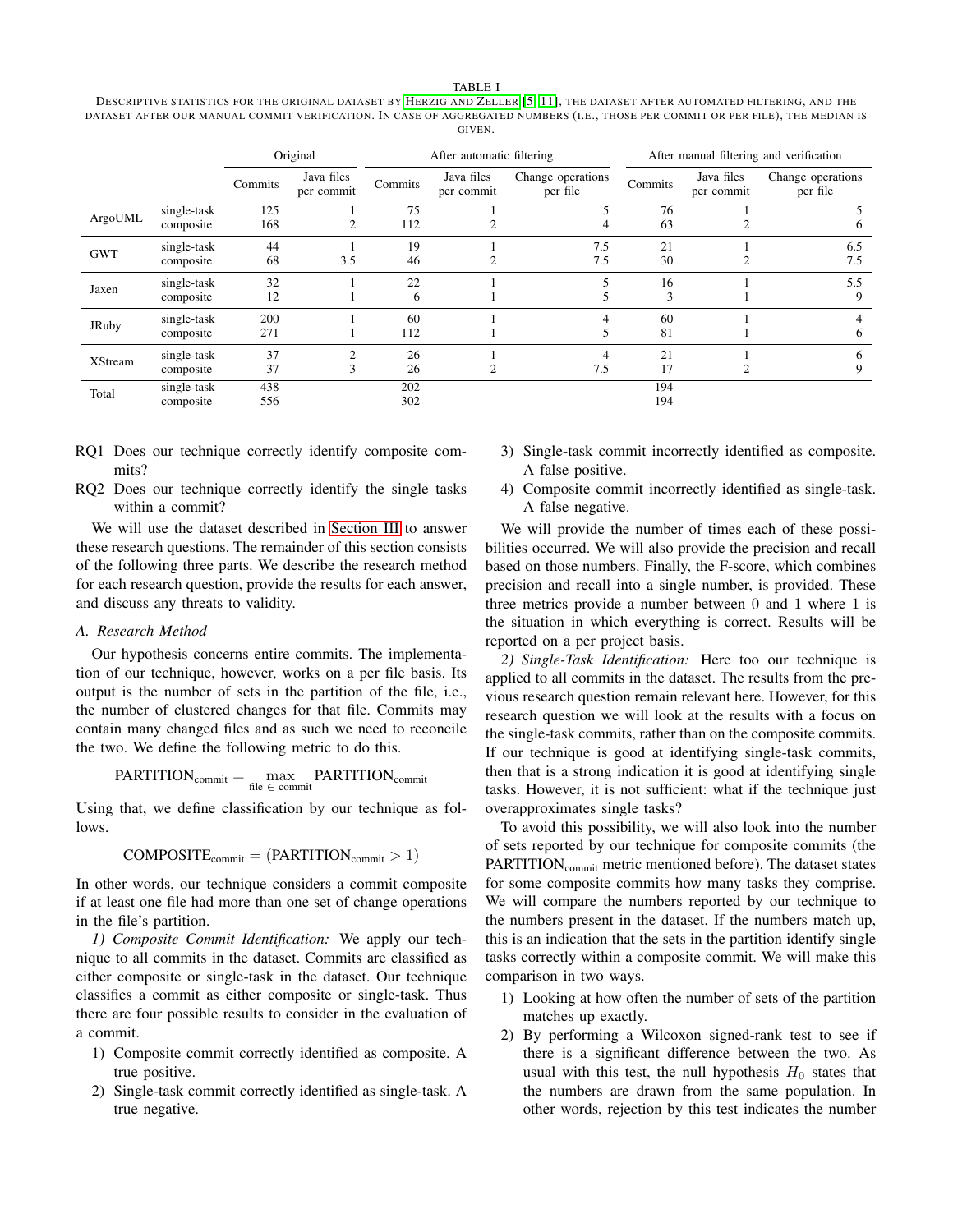TABLE I

DESCRIPTIVE STATISTICS FOR THE ORIGINAL DATASET BY HERZIG AND ZELLER [5, 11], THE DATASET AFTER AUTOMATED FILTERING, AND THE DATASET AFTER OUR MANUAL COMMIT VERIFICATION. IN CASE OF AGGREGATED NUMBERS (I.E., THOSE PER COMMIT OR PER FILE), THE MEDIAN IS GIVEN.

| | | Original | | After automatic filtering | | | After manual filtering and verification | | |
|---|---|---|---|---|---|---|---|---|---|
| | | Commits | Java files per commit | Commits | Java files per commit | Change operations per file | Commits | Java files per commit | Change operations per file |
| ArgoUML | single-task | 125 | 1 | 75 | 1 | 5 | 76 | 1 | 5 |
| | composite | 168 | 2 | 112 | 2 | 4 | 63 | 2 | 6 |
| GWT | single-task | 44 | 1 | 19 | 1 | 7.5 | 21 | 1 | 6.5 |
| | composite | 68 | 3.5 | 46 | 2 | 7.5 | 30 | 2 | 7.5 |
| Jaxen | single-task | 32 | 1 | 22 | 1 | 5 | 16 | 1 | 5.5 |
| | composite | 12 | 1 | 6 | 1 | 5 | 3 | 1 | 9 |
| JRuby | single-task | 200 | 1 | 60 | 1 | 4 | 60 | 1 | 4 |
| | composite | 271 | 1 | 112 | 1 | 5 | 81 | 1 | 6 |
| XStream | single-task | 37 | 2 | 26 | 1 | 4 | 21 | 1 | 6 |
| | composite | 37 | 3 | 26 | 2 | 7.5 | 17 | 2 | 9 |
| Total | single-task | 438 | | 202 | | | 194 | | |
| | composite | 556 | | 302 | | | 194 | | |

RQ1 Does our technique correctly identify composite commits?

RQ2 Does our technique correctly identify the single tasks within a commit?

We will use the dataset described in Section III to answer these research questions. The remainder of this section consists of the following three parts. We describe the research method for each research question, provide the results for each answer, and discuss any threats to validity.

### A. Research Method

Our hypothesis concerns entire commits. The implementation of our technique, however, works on a per file basis. Its output is the number of sets in the partition of the file, i.e., the number of clustered changes for that file. Commits may contain many changed files and as such we need to reconcile the two. We define the following metric to do this.

$$\text{PARTITION}_{\text{commit}} = \max_{\text{file} \in \text{commit}} \text{PARTITION}_{\text{commit}}$$

Using that, we define classification by our technique as follows.

$$\text{COMPOSITE}_{\text{commit}} = (\text{PARTITION}_{\text{commit}} > 1)$$

In other words, our technique considers a commit composite if at least one file had more than one set of change operations in the file's partition.

*1) Composite Commit Identification:* We apply our technique to all commits in the dataset. Commits are classified as either composite or single-task in the dataset. Our technique classifies a commit as either composite or single-task. Thus there are four possible results to consider in the evaluation of a commit.

1) Composite commit correctly identified as composite. A true positive.
2) Single-task commit correctly identified as single-task. A true negative.
3) Single-task commit incorrectly identified as composite. A false positive.
4) Composite commit incorrectly identified as single-task. A false negative.

We will provide the number of times each of these possibilities occurred. We will also provide the precision and recall based on those numbers. Finally, the F-score, which combines precision and recall into a single number, is provided. These three metrics provide a number between 0 and 1 where 1 is the situation in which everything is correct. Results will be reported on a per project basis.

*2) Single-Task Identification:* Here too our technique is applied to all commits in the dataset. The results from the previous research question remain relevant here. However, for this research question we will look at the results with a focus on the single-task commits, rather than on the composite commits. If our technique is good at identifying single-task commits, then that is a strong indication it is good at identifying single tasks. However, it is not sufficient: what if the technique just overapproximates single tasks?

To avoid this possibility, we will also look into the number of sets reported by our technique for composite commits (the $\text{PARTITION}_{\text{commit}}$ metric mentioned before). The dataset states for some composite commits how many tasks they comprise. We will compare the numbers reported by our technique to the numbers present in the dataset. If the numbers match up, this is an indication that the sets in the partition identify single tasks correctly within a composite commit. We will make this comparison in two ways.

1) Looking at how often the number of sets of the partition matches up exactly.
2) By performing a Wilcoxon signed-rank test to see if there is a significant difference between the two. As usual with this test, the null hypothesis $H_0$ states that the numbers are drawn from the same population. In other words, rejection by this test indicates the number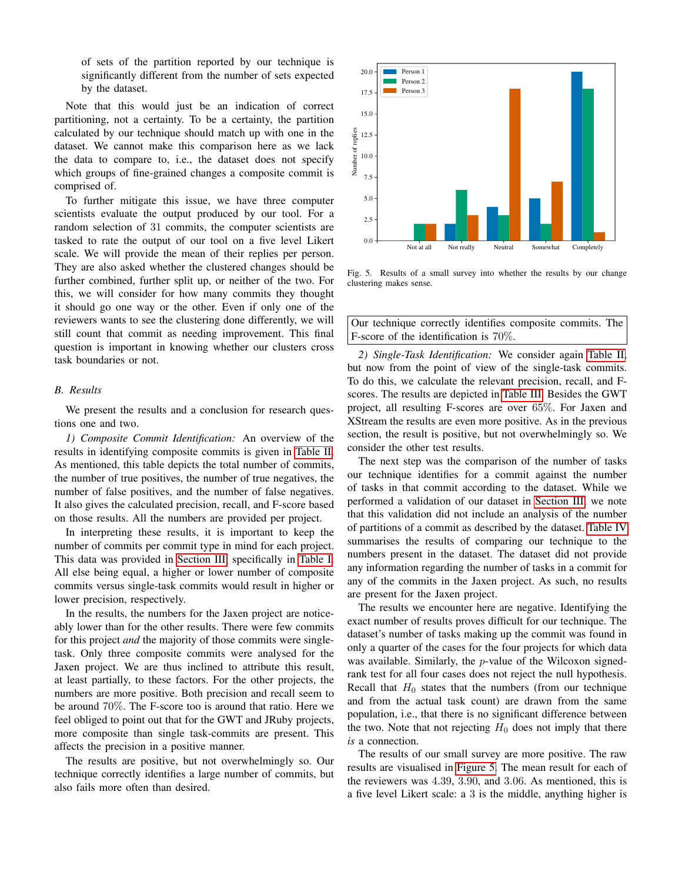of sets of the partition reported by our technique is significantly different from the number of sets expected by the dataset.

Note that this would just be an indication of correct partitioning, not a certainty. To be a certainty, the partition calculated by our technique should match up with one in the dataset. We cannot make this comparison here as we lack the data to compare to, i.e., the dataset does not specify which groups of fine-grained changes a composite commit is comprised of.

To further mitigate this issue, we have three computer scientists evaluate the output produced by our tool. For a random selection of 31 commits, the computer scientists are tasked to rate the output of our tool on a five level Likert scale. We will provide the mean of their replies per person. They are also asked whether the clustered changes should be further combined, further split up, or neither of the two. For this, we will consider for how many commits they thought it should go one way or the other. Even if only one of the reviewers wants to see the clustering done differently, we will still count that commit as needing improvement. This final question is important in knowing whether our clusters cross task boundaries or not.

## B. Results

We present the results and a conclusion for research questions one and two.

*1) Composite Commit Identification:* An overview of the results in identifying composite commits is given in Table II. As mentioned, this table depicts the total number of commits, the number of true positives, the number of true negatives, the number of false positives, and the number of false negatives. It also gives the calculated precision, recall, and F-score based on those results. All the numbers are provided per project.

In interpreting these results, it is important to keep the number of commits per commit type in mind for each project. This data was provided in Section III, specifically in Table I. All else being equal, a higher or lower number of composite commits versus single-task commits would result in higher or lower precision, respectively.

In the results, the numbers for the Jaxen project are noticeably lower than for the other results. There were few commits for this project *and* the majority of those commits were single-task. Only three composite commits were analysed for the Jaxen project. We are thus inclined to attribute this result, at least partially, to these factors. For the other projects, the numbers are more positive. Both precision and recall seem to be around 70%. The F-score too is around that ratio. Here we feel obliged to point out that for the GWT and JRuby projects, more composite than single task-commits are present. This affects the precision in a positive manner.

The results are positive, but not overwhelmingly so. Our technique correctly identifies a large number of commits, but also fails more often than desired.

Fig. 5. Results of a small survey into whether the results by our change clustering makes sense.

> Our technique correctly identifies composite commits. The F-score of the identification is 70%.

*2) Single-Task Identification:* We consider again Table II, but now from the point of view of the single-task commits. To do this, we calculate the relevant precision, recall, and F-scores. The results are depicted in Table III. Besides the GWT project, all resulting F-scores are over 65%. For Jaxen and XStream the results are even more positive. As in the previous section, the result is positive, but not overwhelmingly so. We consider the other test results.

The next step was the comparison of the number of tasks our technique identifies for a commit against the number of tasks in that commit according to the dataset. While we performed a validation of our dataset in Section III, we note that this validation did not include an analysis of the number of partitions of a commit as described by the dataset. Table IV summarises the results of comparing our technique to the numbers present in the dataset. The dataset did not provide any information regarding the number of tasks in a commit for any of the commits in the Jaxen project. As such, no results are present for the Jaxen project.

The results we encounter here are negative. Identifying the exact number of results proves difficult for our technique. The dataset's number of tasks making up the commit was found in only a quarter of the cases for the four projects for which data was available. Similarly, the $p$-value of the Wilcoxon signed-rank test for all four cases does not reject the null hypothesis. Recall that $H_0$ states that the numbers (from our technique and from the actual task count) are drawn from the same population, i.e., that there is no significant difference between the two. Note that not rejecting $H_0$ does not imply that there *is* a connection.

The results of our small survey are more positive. The raw results are visualised in Figure 5. The mean result for each of the reviewers was 4.39, 3.90, and 3.06. As mentioned, this is a five level Likert scale: a 3 is the middle, anything higher is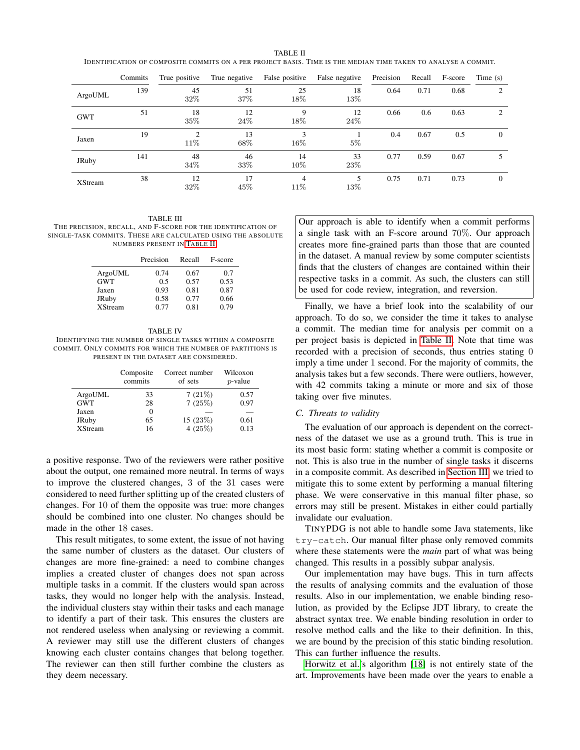TABLE II
IDENTIFICATION OF COMPOSITE COMMITS ON A PER PROJECT BASIS. TIME IS THE MEDIAN TIME TAKEN TO ANALYSE A COMMIT.

| | Commits | True positive | True negative | False positive | False negative | Precision | Recall | F-score | Time (s) |
|---|---|---|---|---|---|---|---|---|---|
| ArgoUML | 139 | 45<br>32% | 51<br>37% | 25<br>18% | 18<br>13% | 0.64 | 0.71 | 0.68 | 2 |
| GWT | 51 | 18<br>35% | 12<br>24% | 9<br>18% | 12<br>24% | 0.66 | 0.6 | 0.63 | 2 |
| Jaxen | 19 | 2<br>11% | 13<br>68% | 3<br>16% | 1<br>5% | 0.4 | 0.67 | 0.5 | 0 |
| JRuby | 141 | 48<br>34% | 46<br>33% | 14<br>10% | 33<br>23% | 0.77 | 0.59 | 0.67 | 5 |
| XStream | 38 | 12<br>32% | 17<br>45% | 4<br>11% | 5<br>13% | 0.75 | 0.71 | 0.73 | 0 |

TABLE III
THE PRECISION, RECALL, AND F-SCORE FOR THE IDENTIFICATION OF SINGLE-TASK COMMITS. THESE ARE CALCULATED USING THE ABSOLUTE NUMBERS PRESENT IN TABLE II.

| | Precision | Recall | F-score |
|---|---|---|---|
| ArgoUML | 0.74 | 0.67 | 0.7 |
| GWT | 0.5 | 0.57 | 0.53 |
| Jaxen | 0.93 | 0.81 | 0.87 |
| JRuby | 0.58 | 0.77 | 0.66 |
| XStream | 0.77 | 0.81 | 0.79 |

TABLE IV
IDENTIFYING THE NUMBER OF SINGLE TASKS WITHIN A COMPOSITE COMMIT. ONLY COMMITS FOR WHICH THE NUMBER OF PARTITIONS IS PRESENT IN THE DATASET ARE CONSIDERED.

| | Composite commits | Correct number of sets | Wilcoxon $p$-value |
|---|---|---|---|
| ArgoUML | 33 | 7 (21%) | 0.57 |
| GWT | 28 | 7 (25%) | 0.97 |
| Jaxen | 0 | — | — |
| JRuby | 65 | 15 (23%) | 0.61 |
| XStream | 16 | 4 (25%) | 0.13 |

a positive response. Two of the reviewers were rather positive about the output, one remained more neutral. In terms of ways to improve the clustered changes, 3 of the 31 cases were considered to need further splitting up of the created clusters of changes. For 10 of them the opposite was true: more changes should be combined into one cluster. No changes should be made in the other 18 cases.

This result mitigates, to some extent, the issue of not having the same number of clusters as the dataset. Our clusters of changes are more fine-grained: a need to combine changes implies a created cluster of changes does not span across multiple tasks in a commit. If the clusters would span across tasks, they would no longer help with the analysis. Instead, the individual clusters stay within their tasks and each manage to identify a part of their task. This ensures the clusters are not rendered useless when analysing or reviewing a commit. A reviewer may still use the different clusters of changes knowing each cluster contains changes that belong together. The reviewer can then still further combine the clusters as they deem necessary.

> Our approach is able to identify when a commit performs a single task with an F-score around 70%. Our approach creates more fine-grained parts than those that are counted in the dataset. A manual review by some computer scientists finds that the clusters of changes are contained within their respective tasks in a commit. As such, the clusters can still be used for code review, integration, and reversion.

Finally, we have a brief look into the scalability of our approach. To do so, we consider the time it takes to analyse a commit. The median time for analysis per commit on a per project basis is depicted in Table II. Note that time was recorded with a precision of seconds, thus entries stating 0 imply a time under 1 second. For the majority of commits, the analysis takes but a few seconds. There were outliers, however, with 42 commits taking a minute or more and six of those taking over five minutes.

### C. Threats to validity

The evaluation of our approach is dependent on the correctness of the dataset we use as a ground truth. This is true in its most basic form: stating whether a commit is composite or not. This is also true in the number of single tasks it discerns in a composite commit. As described in Section III, we tried to mitigate this to some extent by performing a manual filtering phase. We were conservative in this manual filter phase, so errors may still be present. Mistakes in either could partially invalidate our evaluation.

TINYPDG is not able to handle some Java statements, like `try-catch`. Our manual filter phase only removed commits where these statements were the *main* part of what was being changed. This results in a possibly subpar analysis.

Our implementation may have bugs. This in turn affects the results of analysing commits and the evaluation of those results. Also in our implementation, we enable binding resolution, as provided by the Eclipse JDT library, to create the abstract syntax tree. We enable binding resolution in order to resolve method calls and the like to their definition. In this, we are bound by the precision of this static binding resolution. This can further influence the results.

Horwitz et al.'s algorithm [18] is not entirely state of the art. Improvements have been made over the years to enable a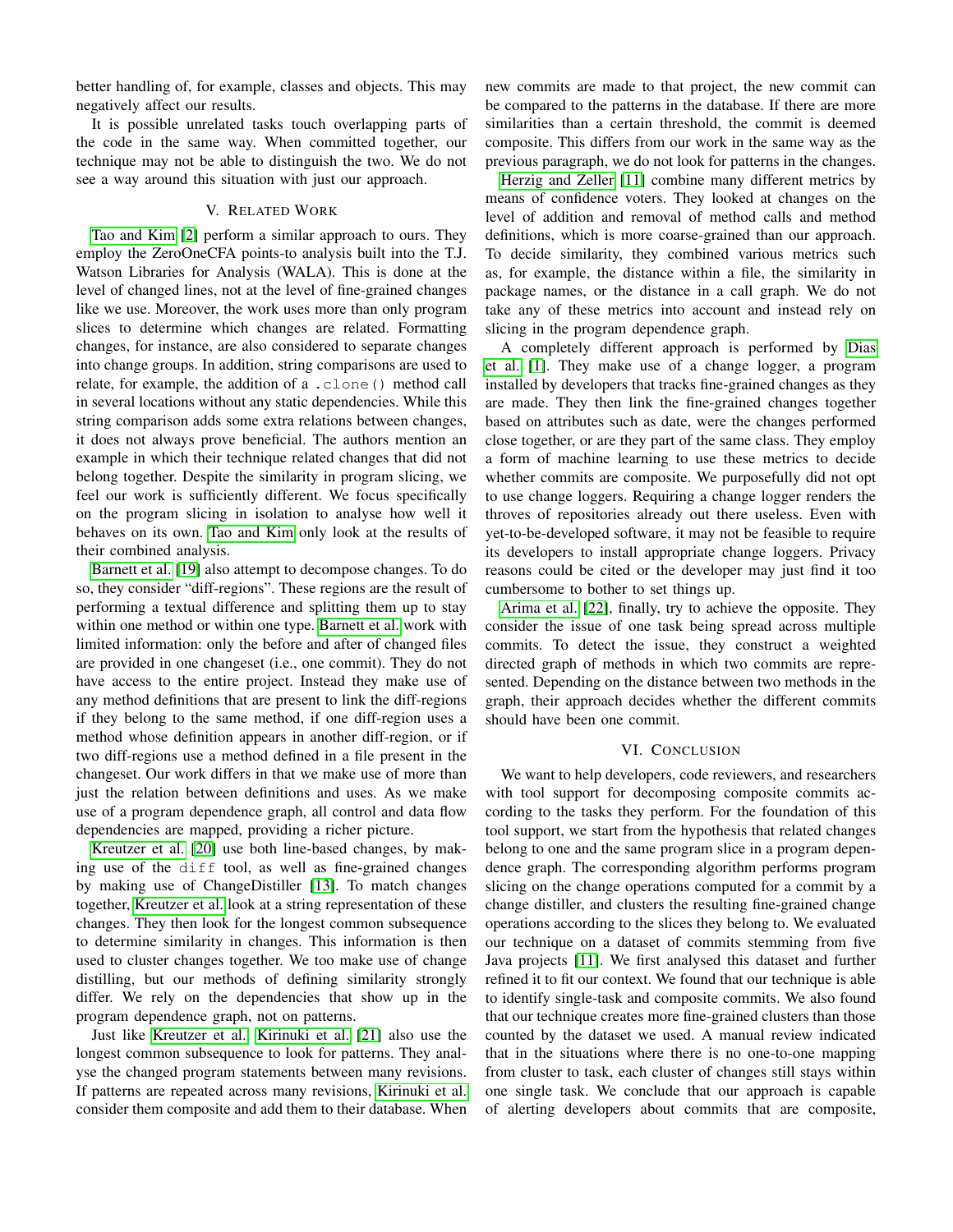better handling of, for example, classes and objects. This may negatively affect our results.

It is possible unrelated tasks touch overlapping parts of the code in the same way. When committed together, our technique may not be able to distinguish the two. We do not see a way around this situation with just our approach.

## V. Related Work

Tao and Kim [2] perform a similar approach to ours. They employ the ZeroOneCFA points-to analysis built into the T.J. Watson Libraries for Analysis (WALA). This is done at the level of changed lines, not at the level of fine-grained changes like we use. Moreover, the work uses more than only program slices to determine which changes are related. Formatting changes, for instance, are also considered to separate changes into change groups. In addition, string comparisons are used to relate, for example, the addition of a `.clone()` method call in several locations without any static dependencies. While this string comparison adds some extra relations between changes, it does not always prove beneficial. The authors mention an example in which their technique related changes that did not belong together. Despite the similarity in program slicing, we feel our work is sufficiently different. We focus specifically on the program slicing in isolation to analyse how well it behaves on its own. Tao and Kim only look at the results of their combined analysis.

Barnett et al. [19] also attempt to decompose changes. To do so, they consider "diff-regions". These regions are the result of performing a textual difference and splitting them up to stay within one method or within one type. Barnett et al. work with limited information: only the before and after of changed files are provided in one changeset (i.e., one commit). They do not have access to the entire project. Instead they make use of any method definitions that are present to link the diff-regions if they belong to the same method, if one diff-region uses a method whose definition appears in another diff-region, or if two diff-regions use a method defined in a file present in the changeset. Our work differs in that we make use of more than just the relation between definitions and uses. As we make use of a program dependence graph, all control and data flow dependencies are mapped, providing a richer picture.

Kreutzer et al. [20] use both line-based changes, by making use of the `diff` tool, as well as fine-grained changes by making use of ChangeDistiller [13]. To match changes together, Kreutzer et al. look at a string representation of these changes. They then look for the longest common subsequence to determine similarity in changes. This information is then used to cluster changes together. We too make use of change distilling, but our methods of defining similarity strongly differ. We rely on the dependencies that show up in the program dependence graph, not on patterns.

Just like Kreutzer et al. Kirinuki et al. [21] also use the longest common subsequence to look for patterns. They analyse the changed program statements between many revisions. If patterns are repeated across many revisions, Kirinuki et al. consider them composite and add them to their database. When new commits are made to that project, the new commit can be compared to the patterns in the database. If there are more similarities than a certain threshold, the commit is deemed composite. This differs from our work in the same way as the previous paragraph, we do not look for patterns in the changes.

Herzig and Zeller [11] combine many different metrics by means of confidence voters. They looked at changes on the level of addition and removal of method calls and method definitions, which is more coarse-grained than our approach. To decide similarity, they combined various metrics such as, for example, the distance within a file, the similarity in package names, or the distance in a call graph. We do not take any of these metrics into account and instead rely on slicing in the program dependence graph.

A completely different approach is performed by Dias et al. [1]. They make use of a change logger, a program installed by developers that tracks fine-grained changes as they are made. They then link the fine-grained changes together based on attributes such as date, were the changes performed close together, or are they part of the same class. They employ a form of machine learning to use these metrics to decide whether commits are composite. We purposefully did not opt to use change loggers. Requiring a change logger renders the throves of repositories already out there useless. Even with yet-to-be-developed software, it may not be feasible to require its developers to install appropriate change loggers. Privacy reasons could be cited or the developer may just find it too cumbersome to bother to set things up.

Arima et al. [22], finally, try to achieve the opposite. They consider the issue of one task being spread across multiple commits. To detect the issue, they construct a weighted directed graph of methods in which two commits are represented. Depending on the distance between two methods in the graph, their approach decides whether the different commits should have been one commit.

## VI. Conclusion

We want to help developers, code reviewers, and researchers with tool support for decomposing composite commits according to the tasks they perform. For the foundation of this tool support, we start from the hypothesis that related changes belong to one and the same program slice in a program dependence graph. The corresponding algorithm performs program slicing on the change operations computed for a commit by a change distiller, and clusters the resulting fine-grained change operations according to the slices they belong to. We evaluated our technique on a dataset of commits stemming from five Java projects [11]. We first analysed this dataset and further refined it to fit our context. We found that our technique is able to identify single-task and composite commits. We also found that our technique creates more fine-grained clusters than those counted by the dataset we used. A manual review indicated that in the situations where there is no one-to-one mapping from cluster to task, each cluster of changes still stays within one single task. We conclude that our approach is capable of alerting developers about commits that are composite,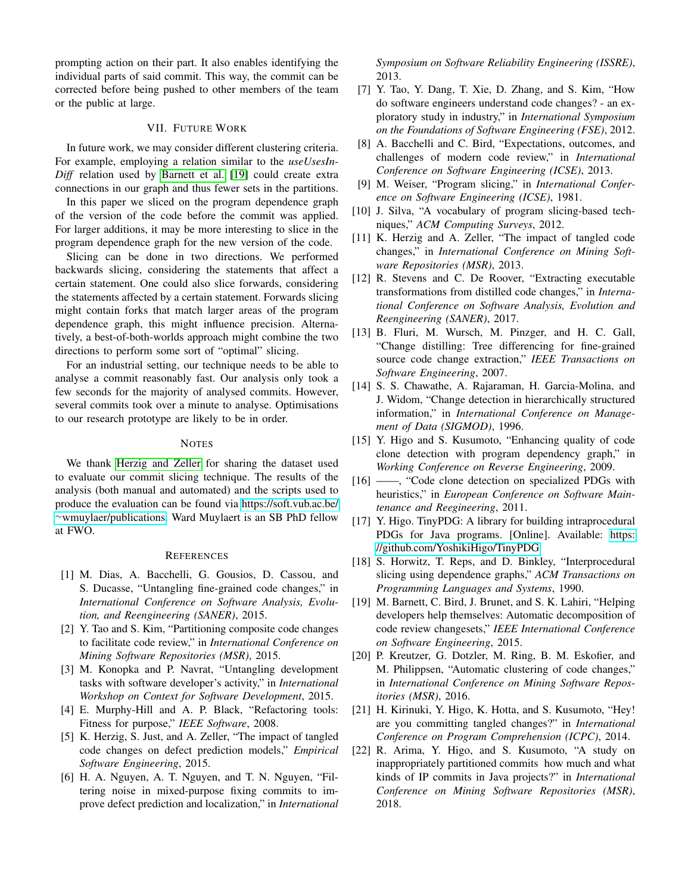prompting action on their part. It also enables identifying the individual parts of said commit. This way, the commit can be corrected before being pushed to other members of the team or the public at large.

## VII. Future Work

In future work, we may consider different clustering criteria. For example, employing a relation similar to the *useUsesInDiff* relation used by Barnett et al. [19] could create extra connections in our graph and thus fewer sets in the partitions.

In this paper we sliced on the program dependence graph of the version of the code before the commit was applied. For larger additions, it may be more interesting to slice in the program dependence graph for the new version of the code.

Slicing can be done in two directions. We performed backwards slicing, considering the statements that affect a certain statement. One could also slice forwards, considering the statements affected by a certain statement. Forwards slicing might contain forks that match larger areas of the program dependence graph, this might influence precision. Alternatively, a best-of-both-worlds approach might combine the two directions to perform some sort of "optimal" slicing.

For an industrial setting, our technique needs to be able to analyse a commit reasonably fast. Our analysis only took a few seconds for the majority of analysed commits. However, several commits took over a minute to analyse. Optimisations to our research prototype are likely to be in order.

## Notes

We thank Herzig and Zeller for sharing the dataset used to evaluate our commit slicing technique. The results of the analysis (both manual and automated) and the scripts used to produce the evaluation can be found via https://soft.vub.ac.be/~wmuylaer/publications. Ward Muylaert is an SB PhD fellow at FWO.

## References

[1] M. Dias, A. Bacchelli, G. Gousios, D. Cassou, and S. Ducasse, "Untangling fine-grained code changes," in *International Conference on Software Analysis, Evolution, and Reengineering (SANER)*, 2015.

[2] Y. Tao and S. Kim, "Partitioning composite code changes to facilitate code review," in *International Conference on Mining Software Repositories (MSR)*, 2015.

[3] M. Konopka and P. Navrat, "Untangling development tasks with software developer's activity," in *International Workshop on Context for Software Development*, 2015.

[4] E. Murphy-Hill and A. P. Black, "Refactoring tools: Fitness for purpose," *IEEE Software*, 2008.

[5] K. Herzig, S. Just, and A. Zeller, "The impact of tangled code changes on defect prediction models," *Empirical Software Engineering*, 2015.

[6] H. A. Nguyen, A. T. Nguyen, and T. N. Nguyen, "Filtering noise in mixed-purpose fixing commits to improve defect prediction and localization," in *International Symposium on Software Reliability Engineering (ISSRE)*, 2013.

[7] Y. Tao, Y. Dang, T. Xie, D. Zhang, and S. Kim, "How do software engineers understand code changes? - an exploratory study in industry," in *International Symposium on the Foundations of Software Engineering (FSE)*, 2012.

[8] A. Bacchelli and C. Bird, "Expectations, outcomes, and challenges of modern code review," in *International Conference on Software Engineering (ICSE)*, 2013.

[9] M. Weiser, "Program slicing," in *International Conference on Software Engineering (ICSE)*, 1981.

[10] J. Silva, "A vocabulary of program slicing-based techniques," *ACM Computing Surveys*, 2012.

[11] K. Herzig and A. Zeller, "The impact of tangled code changes," in *International Conference on Mining Software Repositories (MSR)*, 2013.

[12] R. Stevens and C. De Roover, "Extracting executable transformations from distilled code changes," in *International Conference on Software Analysis, Evolution and Reengineering (SANER)*, 2017.

[13] B. Fluri, M. Wursch, M. Pinzger, and H. C. Gall, "Change distilling: Tree differencing for fine-grained source code change extraction," *IEEE Transactions on Software Engineering*, 2007.

[14] S. S. Chawathe, A. Rajaraman, H. Garcia-Molina, and J. Widom, "Change detection in hierarchically structured information," in *International Conference on Management of Data (SIGMOD)*, 1996.

[15] Y. Higo and S. Kusumoto, "Enhancing quality of code clone detection with program dependency graph," in *Working Conference on Reverse Engineering*, 2009.

[16] ——, "Code clone detection on specialized PDGs with heuristics," in *European Conference on Software Maintenance and Reegineering*, 2011.

[17] Y. Higo. TinyPDG: A library for building intraprocedural PDGs for Java programs. [Online]. Available: https://github.com/YoshikiHigo/TinyPDG

[18] S. Horwitz, T. Reps, and D. Binkley, "Interprocedural slicing using dependence graphs," *ACM Transactions on Programming Languages and Systems*, 1990.

[19] M. Barnett, C. Bird, J. Brunet, and S. K. Lahiri, "Helping developers help themselves: Automatic decomposition of code review changesets," *IEEE International Conference on Software Engineering*, 2015.

[20] P. Kreutzer, G. Dotzler, M. Ring, B. M. Eskofier, and M. Philippsen, "Automatic clustering of code changes," in *International Conference on Mining Software Repositories (MSR)*, 2016.

[21] H. Kirinuki, Y. Higo, K. Hotta, and S. Kusumoto, "Hey! are you committing tangled changes?" in *International Conference on Program Comprehension (ICPC)*, 2014.

[22] R. Arima, Y. Higo, and S. Kusumoto, "A study on inappropriately partitioned commits how much and what kinds of IP commits in Java projects?" in *International Conference on Mining Software Repositories (MSR)*, 2018.